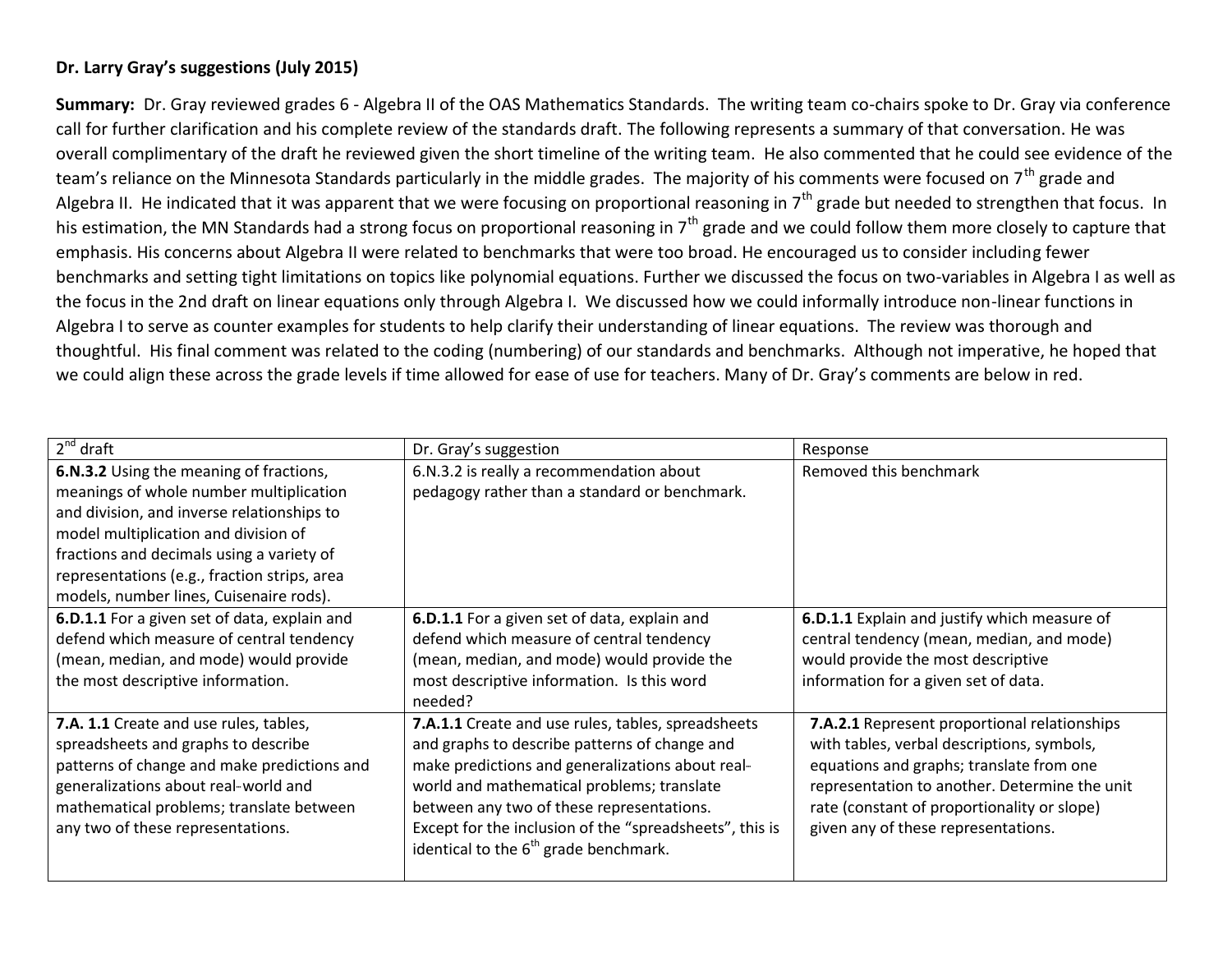**Dr. Larry Gray's suggestions (July 2015)**

**Summary:** Dr. Gray reviewed grades 6 - Algebra II of the OAS Mathematics Standards. The writing team co-chairs spoke to Dr. Gray via conference call for further clarification and his complete review of the standards draft. The following represents a summary of that conversation. He was overall complimentary of the draft he reviewed given the short timeline of the writing team. He also commented that he could see evidence of the team's reliance on the Minnesota Standards particularly in the middle grades. The majority of his comments were focused on 7th grade and Algebra II. He indicated that it was apparent that we were focusing on proportional reasoning in 7th grade but needed to strengthen that focus. In his estimation, the MN Standards had a strong focus on proportional reasoning in 7th grade and we could follow them more closely to capture that emphasis. His concerns about Algebra II were related to benchmarks that were too broad. He encouraged us to consider including fewer benchmarks and setting tight limitations on topics like polynomial equations. Further we discussed the focus on two-variables in Algebra I as well as the focus in the 2nd draft on linear equations only through Algebra I. We discussed how we could informally introduce non-linear functions in Algebra I to serve as counter examples for students to help clarify their understanding of linear equations. The review was thorough and thoughtful. His final comment was related to the coding (numbering) of our standards and benchmarks. Although not imperative, he hoped that we could align these across the grade levels if time allowed for ease of use for teachers. Many of Dr. Gray's comments are below in red.

| 2nd draft | Dr. Gray's suggestion | Response |
| --- | --- | --- |
| **6.N.3.2** Using the meaning of fractions, meanings of whole number multiplication and division, and inverse relationships to model multiplication and division of fractions and decimals using a variety of representations (e.g., fraction strips, area models, number lines, Cuisenaire rods). | 6.N.3.2 is really a recommendation about pedagogy rather than a standard or benchmark. | Removed this benchmark |
| **6.D.1.1** For a given set of data, explain and defend which measure of central tendency (mean, median, and mode) would provide the most descriptive information. | **6.D.1.1** For a given set of data, explain and defend which measure of central tendency (mean, median, and mode) would provide the most descriptive information. Is this word needed? | **6.D.1.1** Explain and justify which measure of central tendency (mean, median, and mode) would provide the most descriptive information for a given set of data. |
| **7.A. 1.1** Create and use rules, tables, spreadsheets and graphs to describe patterns of change and make predictions and generalizations about real-world and mathematical problems; translate between any two of these representations. | **7.A.1.1** Create and use rules, tables, spreadsheets and graphs to describe patterns of change and make predictions and generalizations about real-world and mathematical problems; translate between any two of these representations. Except for the inclusion of the "spreadsheets", this is identical to the 6th grade benchmark. | **7.A.2.1** Represent proportional relationships with tables, verbal descriptions, symbols, equations and graphs; translate from one representation to another. Determine the unit rate (constant of proportionality or slope) given any of these representations. |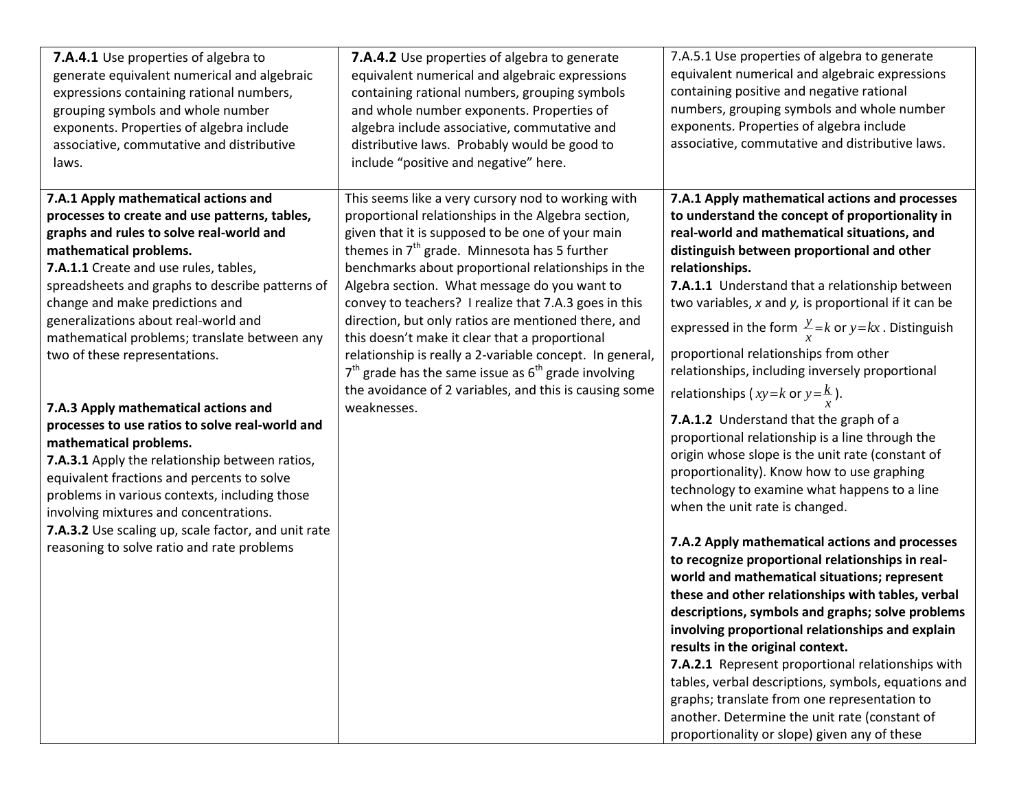| | | |
|---|---|---|
| **7.A.4.1** Use properties of algebra to generate equivalent numerical and algebraic expressions containing rational numbers, grouping symbols and whole number exponents. Properties of algebra include associative, commutative and distributive laws. | **7.A.4.2** Use properties of algebra to generate equivalent numerical and algebraic expressions containing rational numbers, grouping symbols and whole number exponents. Properties of algebra include associative, commutative and distributive laws. Probably would be good to include "positive and negative" here. | 7.A.5.1 Use properties of algebra to generate equivalent numerical and algebraic expressions containing positive and negative rational numbers, grouping symbols and whole number exponents. Properties of algebra include associative, commutative and distributive laws. |
| **7.A.1 Apply mathematical actions and processes to create and use patterns, tables, graphs and rules to solve real-world and mathematical problems.**<br>**7.A.1.1** Create and use rules, tables, spreadsheets and graphs to describe patterns of change and make predictions and generalizations about real-world and mathematical problems; translate between any two of these representations.<br><br>**7.A.3 Apply mathematical actions and processes to use ratios to solve real-world and mathematical problems.**<br>**7.A.3.1** Apply the relationship between ratios, equivalent fractions and percents to solve problems in various contexts, including those involving mixtures and concentrations.<br>**7.A.3.2** Use scaling up, scale factor, and unit rate reasoning to solve ratio and rate problems | This seems like a very cursory nod to working with proportional relationships in the Algebra section, given that it is supposed to be one of your main themes in 7th grade. Minnesota has 5 further benchmarks about proportional relationships in the Algebra section. What message do you want to convey to teachers? I realize that 7.A.3 goes in this direction, but only ratios are mentioned there, and this doesn't make it clear that a proportional relationship is really a 2-variable concept. In general, 7th grade has the same issue as 6th grade involving the avoidance of 2 variables, and this is causing some weaknesses. | **7.A.1 Apply mathematical actions and processes to understand the concept of proportionality in real-world and mathematical situations, and distinguish between proportional and other relationships.**<br>**7.A.1.1** Understand that a relationship between two variables, *x* and *y,* is proportional if it can be expressed in the form $\frac{y}{x}=k$ or $y=kx$. Distinguish proportional relationships from other relationships, including inversely proportional relationships ($xy=k$ or $y=\frac{k}{x}$).<br>**7.A.1.2** Understand that the graph of a proportional relationship is a line through the origin whose slope is the unit rate (constant of proportionality). Know how to use graphing technology to examine what happens to a line when the unit rate is changed.<br><br>**7.A.2 Apply mathematical actions and processes to recognize proportional relationships in real-world and mathematical situations; represent these and other relationships with tables, verbal descriptions, symbols and graphs; solve problems involving proportional relationships and explain results in the original context.**<br>**7.A.2.1** Represent proportional relationships with tables, verbal descriptions, symbols, equations and graphs; translate from one representation to another. Determine the unit rate (constant of proportionality or slope) given any of these |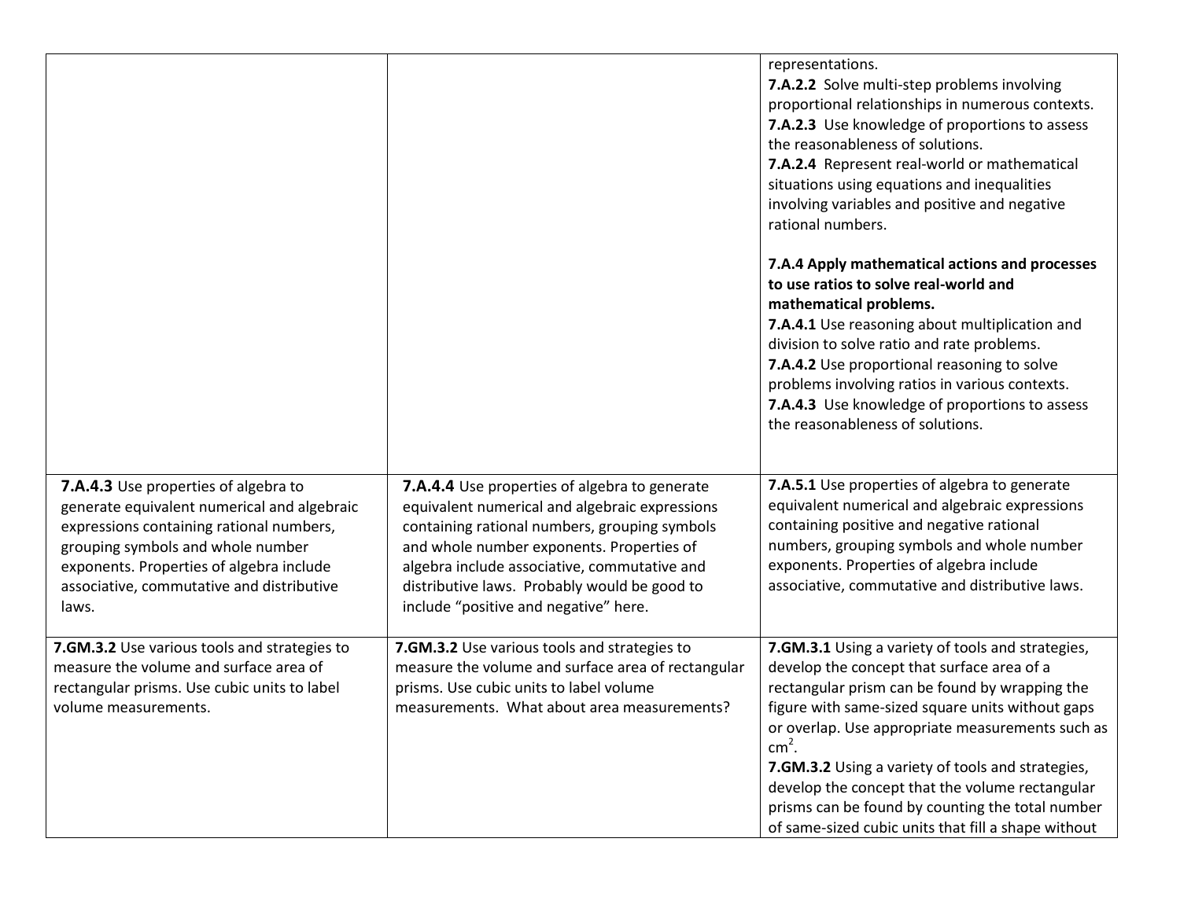| | | |
|---|---|---|
| | | representations.<br>**7.A.2.2** Solve multi-step problems involving proportional relationships in numerous contexts.<br>**7.A.2.3** Use knowledge of proportions to assess the reasonableness of solutions.<br>**7.A.2.4** Represent real-world or mathematical situations using equations and inequalities involving variables and positive and negative rational numbers.<br><br>**7.A.4 Apply mathematical actions and processes to use ratios to solve real-world and mathematical problems.**<br>**7.A.4.1** Use reasoning about multiplication and division to solve ratio and rate problems.<br>**7.A.4.2** Use proportional reasoning to solve problems involving ratios in various contexts.<br>**7.A.4.3** Use knowledge of proportions to assess the reasonableness of solutions. |
| **7.A.4.3** Use properties of algebra to generate equivalent numerical and algebraic expressions containing rational numbers, grouping symbols and whole number exponents. Properties of algebra include associative, commutative and distributive laws. | **7.A.4.4** Use properties of algebra to generate equivalent numerical and algebraic expressions containing rational numbers, grouping symbols and whole number exponents. Properties of algebra include associative, commutative and distributive laws. Probably would be good to include "positive and negative" here. | **7.A.5.1** Use properties of algebra to generate equivalent numerical and algebraic expressions containing positive and negative rational numbers, grouping symbols and whole number exponents. Properties of algebra include associative, commutative and distributive laws. |
| **7.GM.3.2** Use various tools and strategies to measure the volume and surface area of rectangular prisms. Use cubic units to label volume measurements. | **7.GM.3.2** Use various tools and strategies to measure the volume and surface area of rectangular prisms. Use cubic units to label volume measurements. What about area measurements? | **7.GM.3.1** Using a variety of tools and strategies, develop the concept that surface area of a rectangular prism can be found by wrapping the figure with same-sized square units without gaps or overlap. Use appropriate measurements such as $cm^2$.<br>**7.GM.3.2** Using a variety of tools and strategies, develop the concept that the volume rectangular prisms can be found by counting the total number of same-sized cubic units that fill a shape without |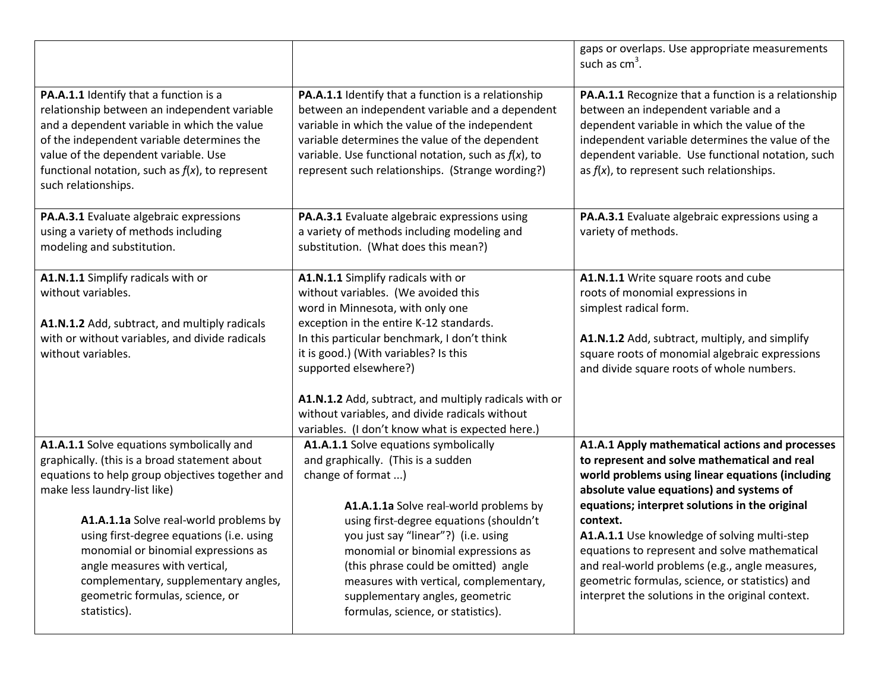| | | |
|---|---|---|
| | | gaps or overlaps. Use appropriate measurements such as $cm^3$. |
| **PA.A.1.1** Identify that a function is a relationship between an independent variable and a dependent variable in which the value of the independent variable determines the value of the dependent variable. Use functional notation, such as *f*(*x*), to represent such relationships. | **PA.A.1.1** Identify that a function is a relationship between an independent variable and a dependent variable in which the value of the independent variable determines the value of the dependent variable. Use functional notation, such as *f*(*x*), to represent such relationships. (Strange wording?) | **PA.A.1.1** Recognize that a function is a relationship between an independent variable and a dependent variable in which the value of the independent variable determines the value of the dependent variable. Use functional notation, such as *f*(*x*), to represent such relationships. |
| **PA.A.3.1** Evaluate algebraic expressions using a variety of methods including modeling and substitution. | **PA.A.3.1** Evaluate algebraic expressions using a variety of methods including modeling and substitution. (What does this mean?) | **PA.A.3.1** Evaluate algebraic expressions using a variety of methods. |
| **A1.N.1.1** Simplify radicals with or without variables.<br><br>**A1.N.1.2** Add, subtract, and multiply radicals with or without variables, and divide radicals without variables. | **A1.N.1.1** Simplify radicals with or without variables. (We avoided this word in Minnesota, with only one exception in the entire K-12 standards. In this particular benchmark, I don't think it is good.) (With variables? Is this supported elsewhere?)<br><br>**A1.N.1.2** Add, subtract, and multiply radicals with or without variables, and divide radicals without variables. (I don't know what is expected here.) | **A1.N.1.1** Write square roots and cube roots of monomial expressions in simplest radical form.<br><br>**A1.N.1.2** Add, subtract, multiply, and simplify square roots of monomial algebraic expressions and divide square roots of whole numbers. |
| **A1.A.1.1** Solve equations symbolically and graphically. (this is a broad statement about equations to help group objectives together and make less laundry-list like)<br><br>**A1.A.1.1a** Solve real-world problems by using first-degree equations (i.e. using monomial or binomial expressions as angle measures with vertical, complementary, supplementary angles, geometric formulas, science, or statistics). | **A1.A.1.1** Solve equations symbolically and graphically. (This is a sudden change of format ...)<br><br>**A1.A.1.1a** Solve real-world problems by using first-degree equations (shouldn't you just say "linear"?) (i.e. using monomial or binomial expressions as (this phrase could be omitted) angle measures with vertical, complementary, supplementary angles, geometric formulas, science, or statistics). | **A1.A.1 Apply mathematical actions and processes to represent and solve mathematical and real world problems using linear equations (including absolute value equations) and systems of equations; interpret solutions in the original context.**<br>**A1.A.1.1** Use knowledge of solving multi-step equations to represent and solve mathematical and real-world problems (e.g., angle measures, geometric formulas, science, or statistics) and interpret the solutions in the original context. |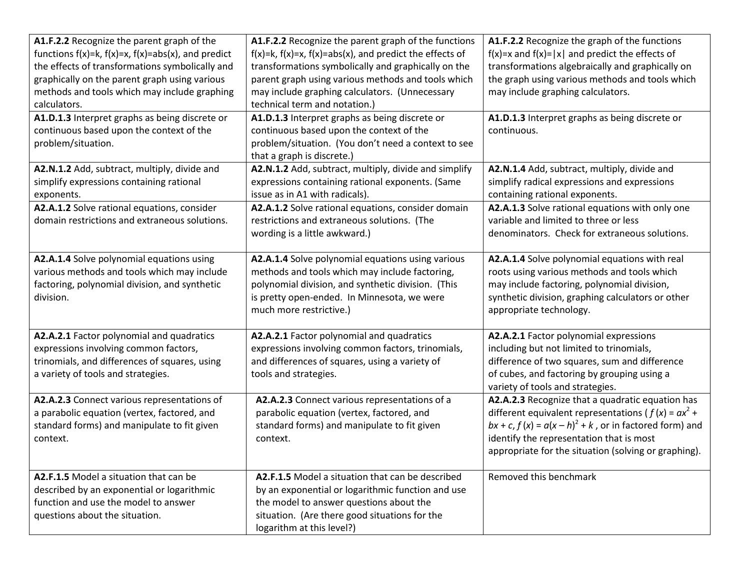| | | |
|---|---|---|
| **A1.F.2.2** Recognize the parent graph of the functions f(x)=k, f(x)=x, f(x)=abs(x), and predict the effects of transformations symbolically and graphically on the parent graph using various methods and tools which may include graphing calculators. | **A1.F.2.2** Recognize the parent graph of the functions f(x)=k, f(x)=x, f(x)=abs(x), and predict the effects of transformations symbolically and graphically on the parent graph using various methods and tools which may include graphing calculators. (Unnecessary technical term and notation.) | **A1.F.2.2** Recognize the graph of the functions f(x)=x and f(x)=\|x\| and predict the effects of transformations algebraically and graphically on the graph using various methods and tools which may include graphing calculators. |
| **A1.D.1.3** Interpret graphs as being discrete or continuous based upon the context of the problem/situation. | **A1.D.1.3** Interpret graphs as being discrete or continuous based upon the context of the problem/situation. (You don't need a context to see that a graph is discrete.) | **A1.D.1.3** Interpret graphs as being discrete or continuous. |
| **A2.N.1.2** Add, subtract, multiply, divide and simplify expressions containing rational exponents. | **A2.N.1.2** Add, subtract, multiply, divide and simplify expressions containing rational exponents. (Same issue as in A1 with radicals). | **A2.N.1.4** Add, subtract, multiply, divide and simplify radical expressions and expressions containing rational exponents. |
| **A2.A.1.2** Solve rational equations, consider domain restrictions and extraneous solutions. | **A2.A.1.2** Solve rational equations, consider domain restrictions and extraneous solutions. (The wording is a little awkward.) | **A2.A.1.3** Solve rational equations with only one variable and limited to three or less denominators. Check for extraneous solutions. |
| **A2.A.1.4** Solve polynomial equations using various methods and tools which may include factoring, polynomial division, and synthetic division. | **A2.A.1.4** Solve polynomial equations using various methods and tools which may include factoring, polynomial division, and synthetic division. (This is pretty open-ended. In Minnesota, we were much more restrictive.) | **A2.A.1.4** Solve polynomial equations with real roots using various methods and tools which may include factoring, polynomial division, synthetic division, graphing calculators or other appropriate technology. |
| **A2.A.2.1** Factor polynomial and quadratics expressions involving common factors, trinomials, and differences of squares, using a variety of tools and strategies. | **A2.A.2.1** Factor polynomial and quadratics expressions involving common factors, trinomials, and differences of squares, using a variety of tools and strategies. | **A2.A.2.1** Factor polynomial expressions including but not limited to trinomials, difference of two squares, sum and difference of cubes, and factoring by grouping using a variety of tools and strategies. |
| **A2.A.2.3** Connect various representations of a parabolic equation (vertex, factored, and standard forms) and manipulate to fit given context. | **A2.A.2.3** Connect various representations of a parabolic equation (vertex, factored, and standard forms) and manipulate to fit given context. | **A2.A.2.3** Recognize that a quadratic equation has different equivalent representations ( $f(x) = ax^2 + bx + c$, $f(x) = a(x - h)^2 + k$ , or in factored form) and identify the representation that is most appropriate for the situation (solving or graphing). |
| **A2.F.1.5** Model a situation that can be described by an exponential or logarithmic function and use the model to answer questions about the situation. | **A2.F.1.5** Model a situation that can be described by an exponential or logarithmic function and use the model to answer questions about the situation. (Are there good situations for the logarithm at this level?) | Removed this benchmark |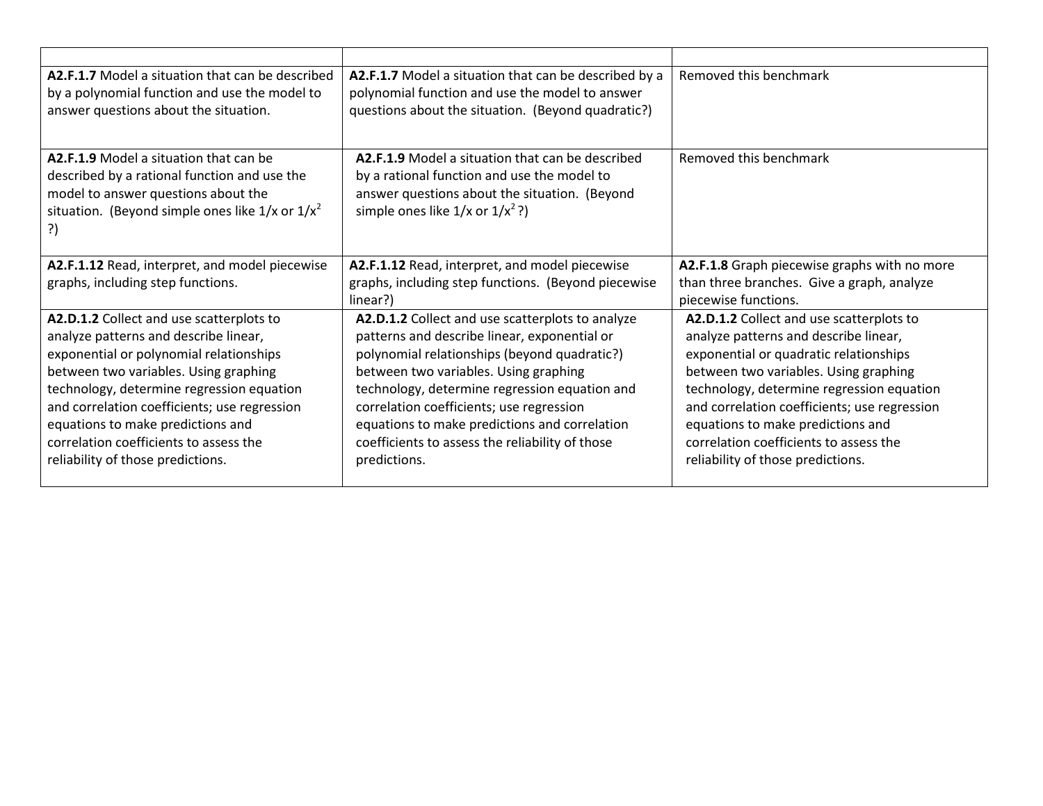| | | |
|---|---|---|
| **A2.F.1.7** Model a situation that can be described by a polynomial function and use the model to answer questions about the situation. | **A2.F.1.7** Model a situation that can be described by a polynomial function and use the model to answer questions about the situation. (Beyond quadratic?) | Removed this benchmark |
| **A2.F.1.9** Model a situation that can be described by a rational function and use the model to answer questions about the situation. (Beyond simple ones like 1/x or $1/x^2$ ?) | **A2.F.1.9** Model a situation that can be described by a rational function and use the model to answer questions about the situation. (Beyond simple ones like 1/x or $1/x^2$ ?) | Removed this benchmark |
| **A2.F.1.12** Read, interpret, and model piecewise graphs, including step functions. | **A2.F.1.12** Read, interpret, and model piecewise graphs, including step functions. (Beyond piecewise linear?) | **A2.F.1.8** Graph piecewise graphs with no more than three branches. Give a graph, analyze piecewise functions. |
| **A2.D.1.2** Collect and use scatterplots to analyze patterns and describe linear, exponential or polynomial relationships between two variables. Using graphing technology, determine regression equation and correlation coefficients; use regression equations to make predictions and correlation coefficients to assess the reliability of those predictions. | **A2.D.1.2** Collect and use scatterplots to analyze patterns and describe linear, exponential or polynomial relationships (beyond quadratic?) between two variables. Using graphing technology, determine regression equation and correlation coefficients; use regression equations to make predictions and correlation coefficients to assess the reliability of those predictions. | **A2.D.1.2** Collect and use scatterplots to analyze patterns and describe linear, exponential or quadratic relationships between two variables. Using graphing technology, determine regression equation and correlation coefficients; use regression equations to make predictions and correlation coefficients to assess the reliability of those predictions. |